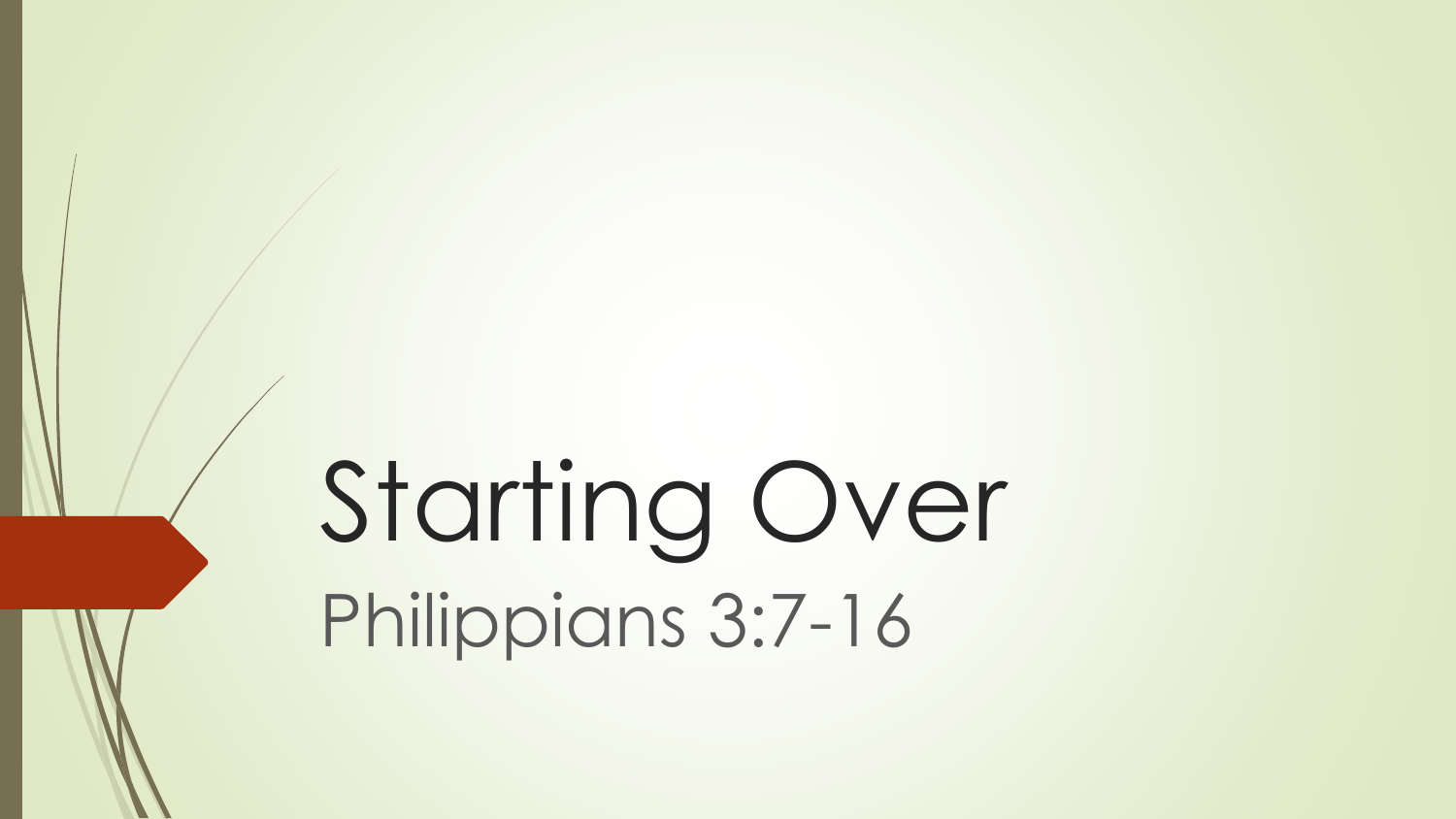# Starting Over

## Philippians 3:7-16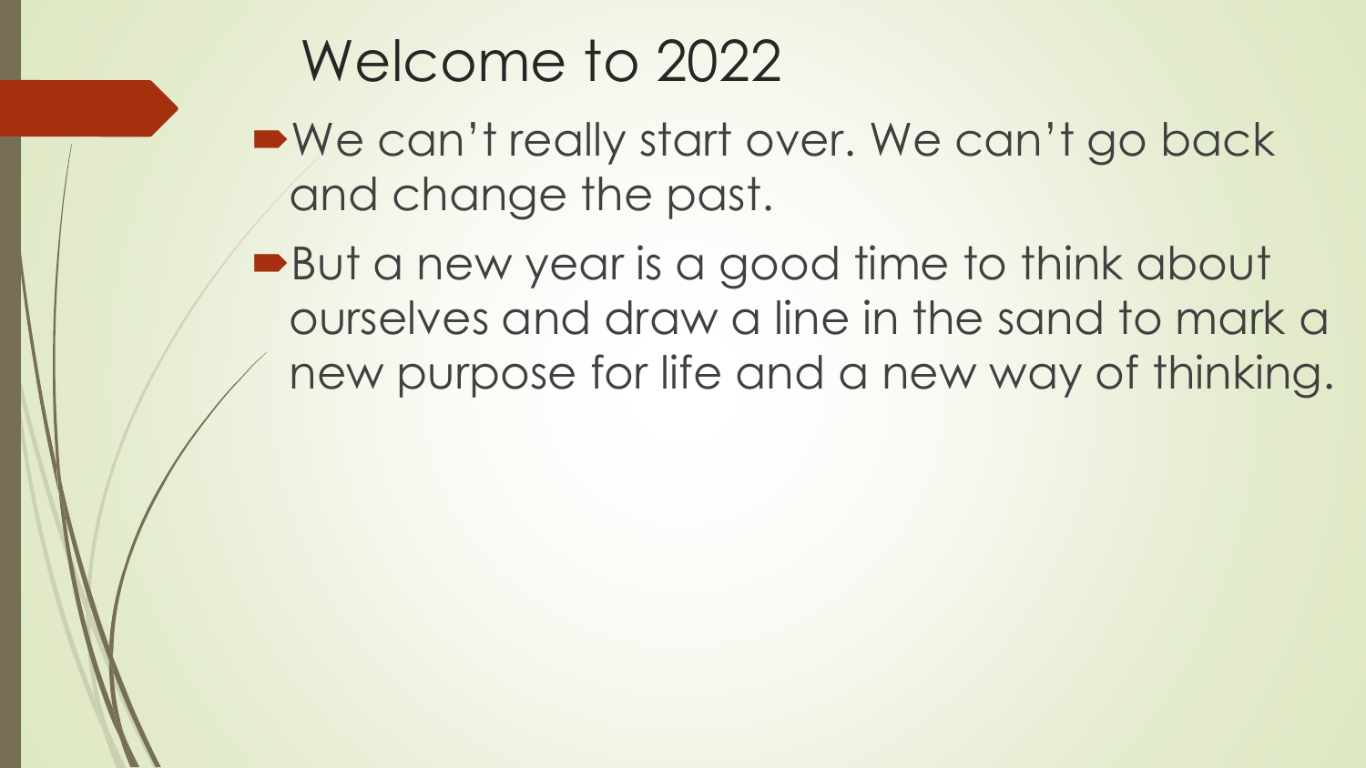# Welcome to 2022

- We can't really start over. We can't go back and change the past.
- But a new year is a good time to think about ourselves and draw a line in the sand to mark a new purpose for life and a new way of thinking.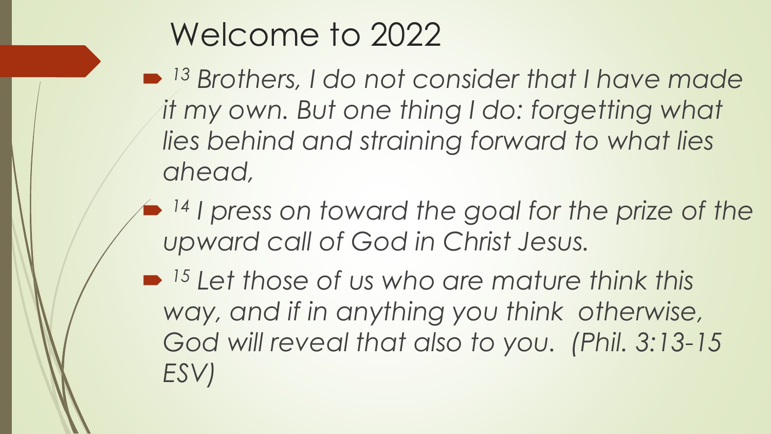# Welcome to 2022

- *[13] Brothers, I do not consider that I have made it my own. But one thing I do: forgetting what lies behind and straining forward to what lies ahead,*
- *[14] I press on toward the goal for the prize of the upward call of God in Christ Jesus.*
- *[15] Let those of us who are mature think this way, and if in anything you think otherwise, God will reveal that also to you. (Phil. 3:13-15 ESV)*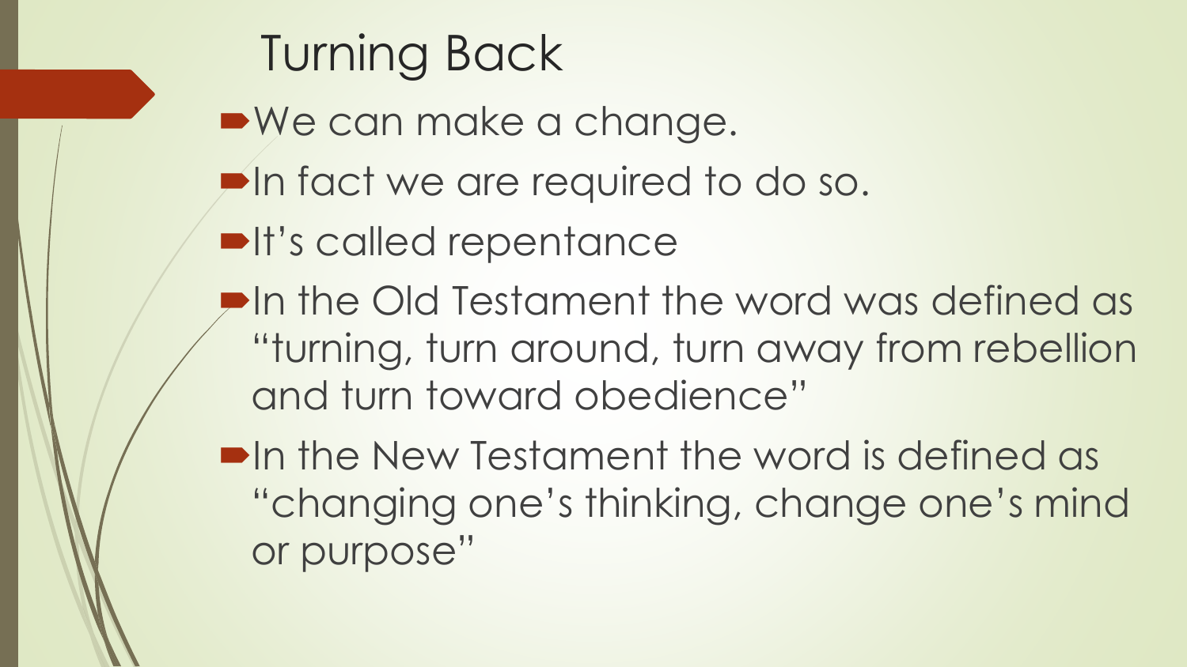# Turning Back

- We can make a change.
- In fact we are required to do so.
- It's called repentance
- In the Old Testament the word was defined as "turning, turn around, turn away from rebellion and turn toward obedience"
- In the New Testament the word is defined as "changing one's thinking, change one's mind or purpose"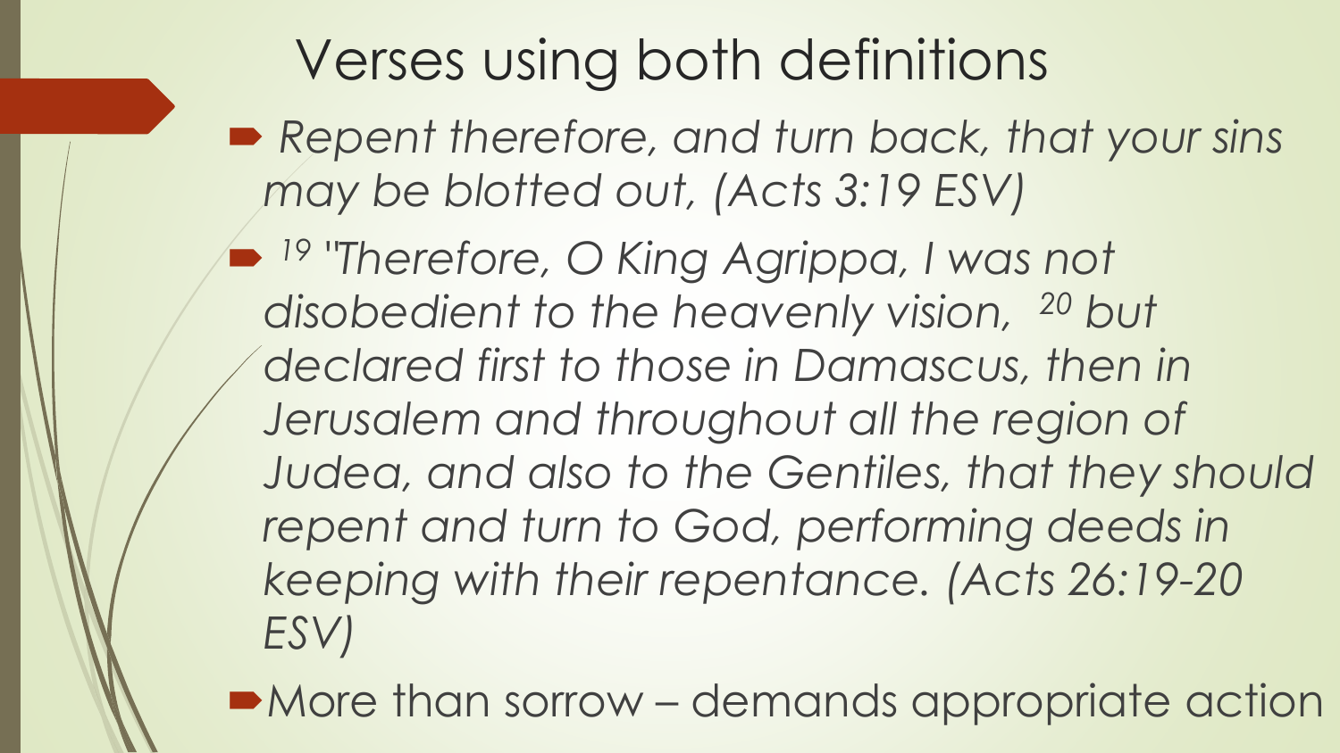# Verses using both definitions

- *Repent therefore, and turn back, that your sins may be blotted out, (Acts 3:19 ESV)*
- *[19] "Therefore, O King Agrippa, I was not disobedient to the heavenly vision, [20] but declared first to those in Damascus, then in Jerusalem and throughout all the region of Judea, and also to the Gentiles, that they should repent and turn to God, performing deeds in keeping with their repentance. (Acts 26:19-20 ESV)*
- More than sorrow – demands appropriate action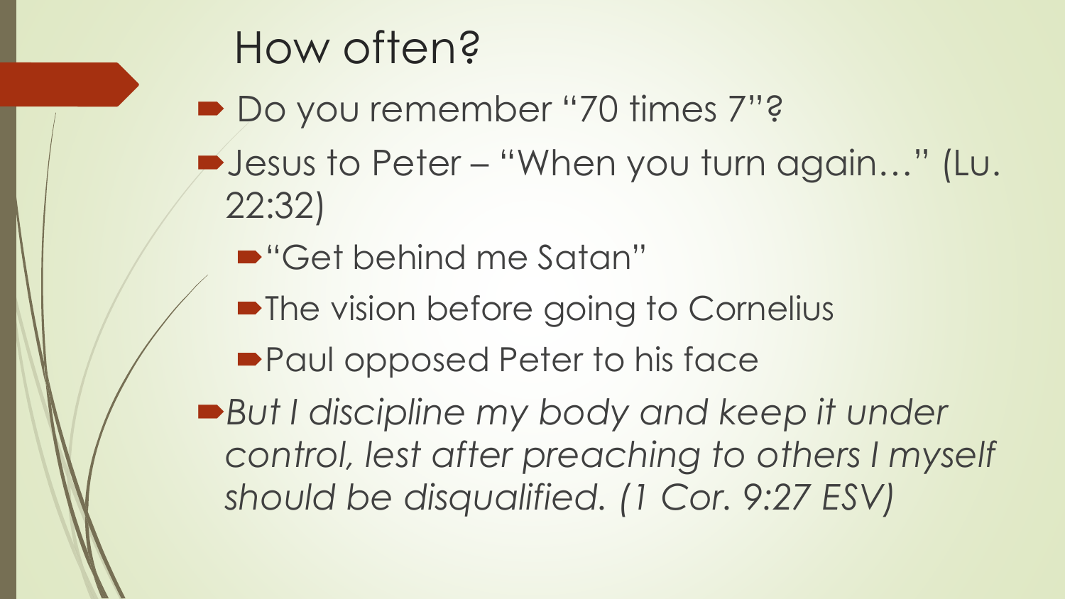# How often?

- Do you remember "70 times 7"?
- Jesus to Peter – "When you turn again…" (Lu. 22:32)
  - "Get behind me Satan"
  - The vision before going to Cornelius
  - Paul opposed Peter to his face
- *But I discipline my body and keep it under control, lest after preaching to others I myself should be disqualified. (1 Cor. 9:27 ESV)*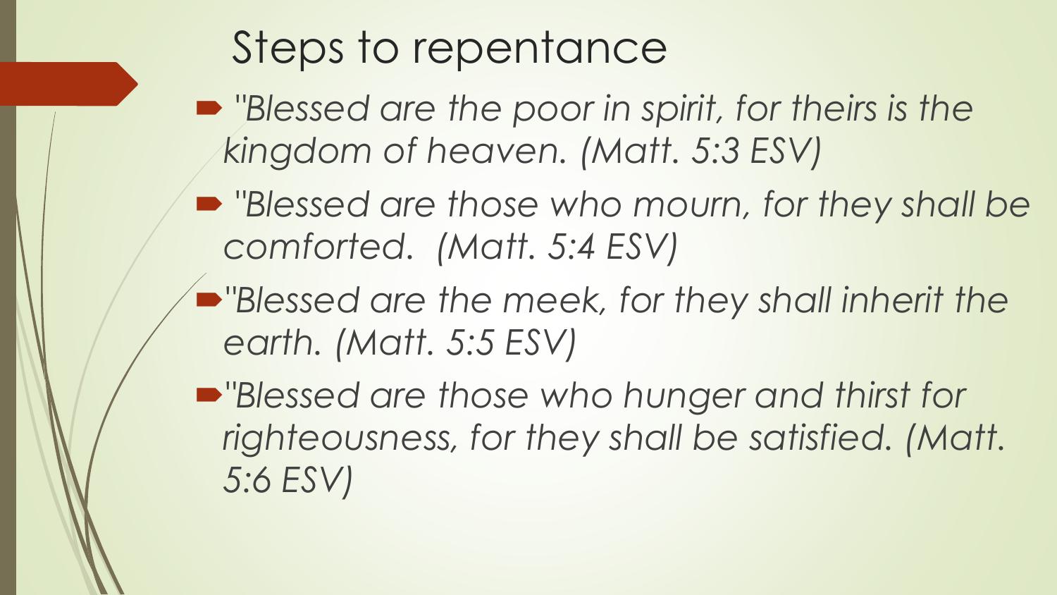# Steps to repentance

- *"Blessed are the poor in spirit, for theirs is the kingdom of heaven. (Matt. 5:3 ESV)*
- *"Blessed are those who mourn, for they shall be comforted.  (Matt. 5:4 ESV)*
- *"Blessed are the meek, for they shall inherit the earth. (Matt. 5:5 ESV)*
- *"Blessed are those who hunger and thirst for righteousness, for they shall be satisfied. (Matt. 5:6 ESV)*